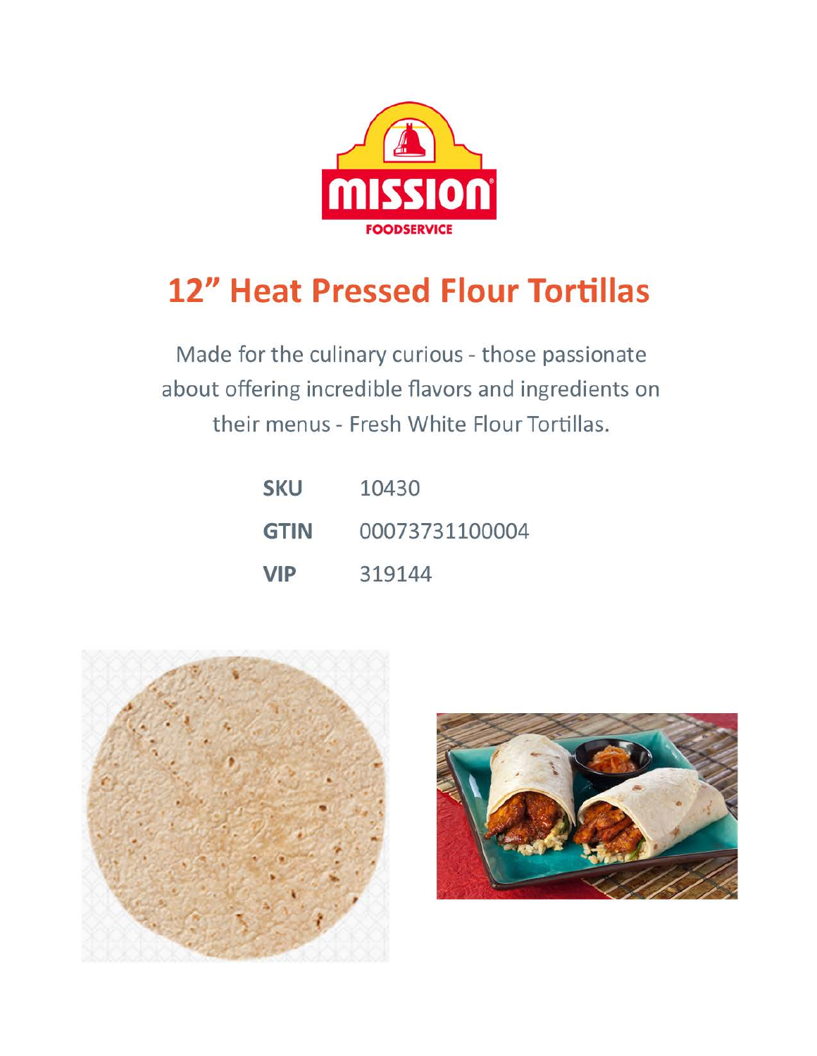MISSION

FOODSERVICE

# 12" Heat Pressed Flour Tortillas

Made for the culinary curious - those passionate about offering incredible flavors and ingredients on their menus - Fresh White Flour Tortillas.

| | |
|---|---|
| **SKU** | 10430 |
| **GTIN** | 00073731100004 |
| **VIP** | 319144 |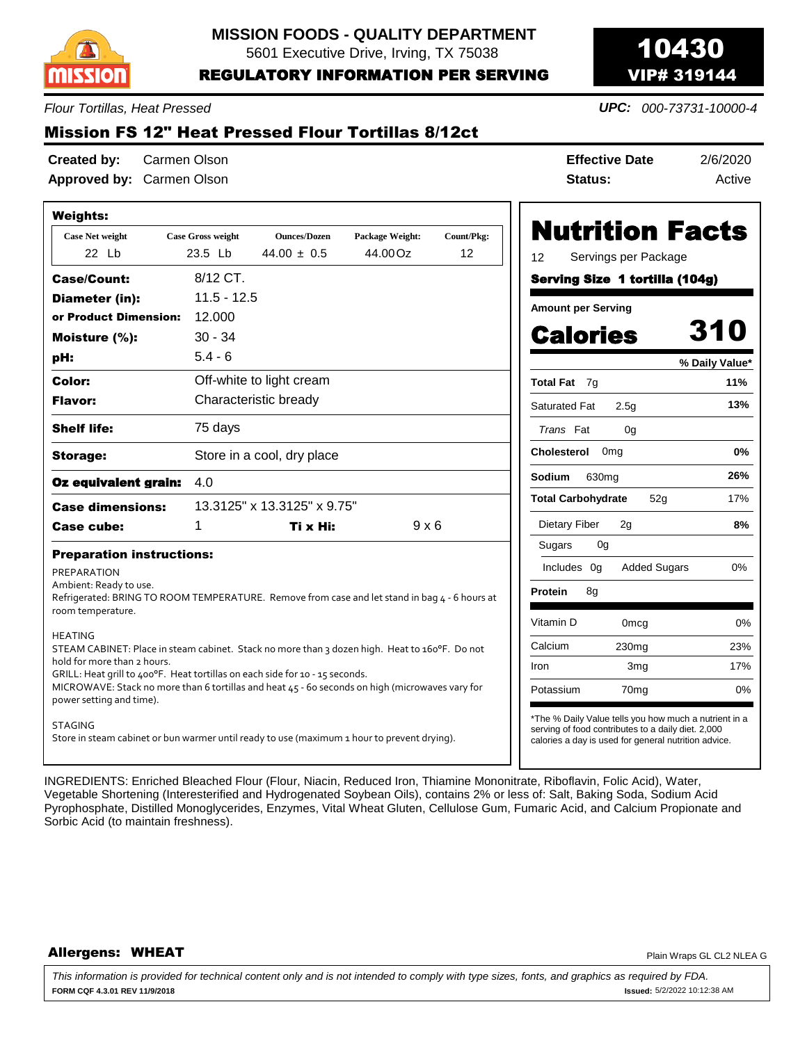# MISSION FOODS - QUALITY DEPARTMENT

5601 Executive Drive, Irving, TX 75038

**REGULATORY INFORMATION PER SERVING**

**10430**
**VIP# 319144**

*Flour Tortillas, Heat Pressed* ***UPC:*** *000-73731-10000-4*

## Mission FS 12" Heat Pressed Flour Tortillas 8/12ct

**Created by:** Carmen Olson
**Approved by:** Carmen Olson

**Effective Date** 2/6/2020
**Status:** Active

**Weights:**

| Case Net weight | Case Gross weight | Ounces/Dozen | Package Weight: | Count/Pkg: |
|---|---|---|---|---|
| 22 Lb | 23.5 Lb | 44.00 ± 0.5 | 44.00Oz | 12 |

| | |
|---|---|
| **Case/Count:** | 8/12 CT. |
| **Diameter (in):** | 11.5 - 12.5 |
| **or Product Dimension:** | 12.000 |
| **Moisture (%):** | 30 - 34 |
| **pH:** | 5.4 - 6 |
| **Color:** | Off-white to light cream |
| **Flavor:** | Characteristic bready |
| **Shelf life:** | 75 days |
| **Storage:** | Store in a cool, dry place |
| **Oz equivalent grain:** | 4.0 |
| **Case dimensions:** | 13.3125" x 13.3125" x 9.75" |
| **Case cube:** | 1 |
| **Ti x Hi:** | 9 x 6 |

**Preparation instructions:**

PREPARATION
Ambient: Ready to use.
Refrigerated: BRING TO ROOM TEMPERATURE. Remove from case and let stand in bag 4 - 6 hours at room temperature.

HEATING
STEAM CABINET: Place in steam cabinet. Stack no more than 3 dozen high. Heat to 160°F. Do not hold for more than 2 hours.
GRILL: Heat grill to 400°F. Heat tortillas on each side for 10 - 15 seconds.
MICROWAVE: Stack no more than 6 tortillas and heat 45 - 60 seconds on high (microwaves vary for power setting and time).

STAGING
Store in steam cabinet or bun warmer until ready to use (maximum 1 hour to prevent drying).

## Nutrition Facts

12 Servings per Package

**Serving Size 1 tortilla (104g)**

Amount per Serving

**Calories 310**

| | | % Daily Value* |
|---|---|---|
| **Total Fat** | 7g | 11% |
| Saturated Fat | 2.5g | 13% |
| *Trans* Fat | 0g | |
| **Cholesterol** | 0mg | 0% |
| **Sodium** | 630mg | 26% |
| **Total Carbohydrate** | 52g | 17% |
| Dietary Fiber | 2g | 8% |
| Sugars | 0g | |
| Includes 0g Added Sugars | | 0% |
| **Protein** | 8g | |
| Vitamin D | 0mcg | 0% |
| Calcium | 230mg | 23% |
| Iron | 3mg | 17% |
| Potassium | 70mg | 0% |

*The % Daily Value tells you how much a nutrient in a serving of food contributes to a daily diet. 2,000 calories a day is used for general nutrition advice.

INGREDIENTS: Enriched Bleached Flour (Flour, Niacin, Reduced Iron, Thiamine Mononitrate, Riboflavin, Folic Acid), Water, Vegetable Shortening (Interesterified and Hydrogenated Soybean Oils), contains 2% or less of: Salt, Baking Soda, Sodium Acid Pyrophosphate, Distilled Monoglycerides, Enzymes, Vital Wheat Gluten, Cellulose Gum, Fumaric Acid, and Calcium Propionate and Sorbic Acid (to maintain freshness).

**Allergens: WHEAT**

Plain Wraps GL CL2 NLEA G

*This information is provided for technical content only and is not intended to comply with type sizes, fonts, and graphics as required by FDA.*

**FORM CQF 4.3.01 REV 11/9/2018** **Issued:** 5/2/2022 10:12:38 AM